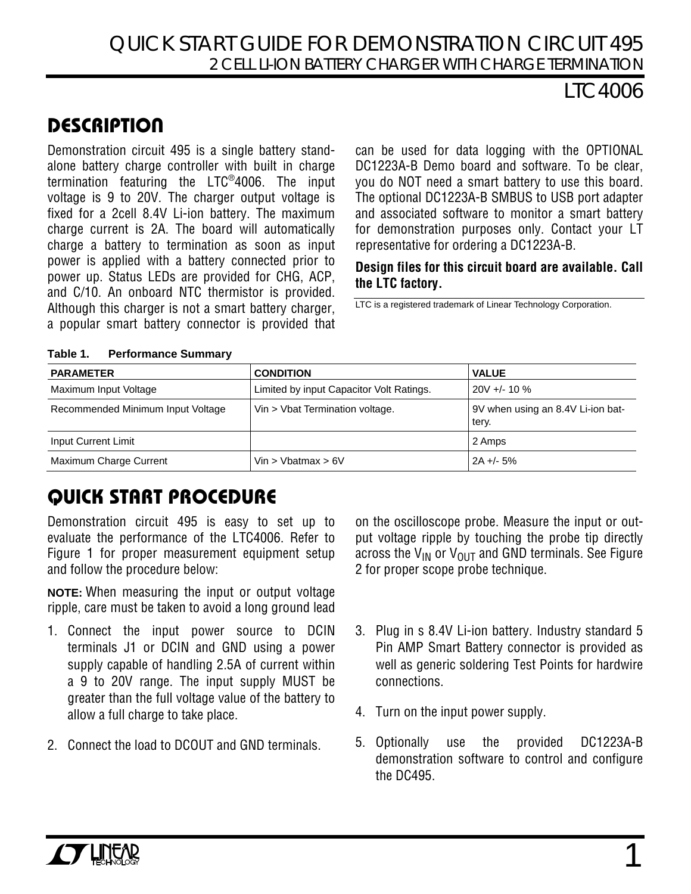# QUICK START GUIDE FOR DEMONSTRATION CIRCUIT 495
## 2 CELL LI-ION BATTERY CHARGER WITH CHARGE TERMINATION
## LTC4006

## DESCRIPTION

Demonstration circuit 495 is a single battery stand-alone battery charge controller with built in charge termination featuring the LTC®4006. The input voltage is 9 to 20V. The charger output voltage is fixed for a 2cell 8.4V Li-ion battery. The maximum charge current is 2A. The board will automatically charge a battery to termination as soon as input power is applied with a battery connected prior to power up. Status LEDs are provided for CHG, ACP, and C/10. An onboard NTC thermistor is provided. Although this charger is not a smart battery charger, a popular smart battery connector is provided that can be used for data logging with the OPTIONAL DC1223A-B Demo board and software. To be clear, you do NOT need a smart battery to use this board. The optional DC1223A-B SMBUS to USB port adapter and associated software to monitor a smart battery for demonstration purposes only. Contact your LT representative for ordering a DC1223A-B.

**Design files for this circuit board are available. Call the LTC factory.**

LTC is a registered trademark of Linear Technology Corporation.

**Table 1. Performance Summary**

| PARAMETER | CONDITION | VALUE |
|---|---|---|
| Maximum Input Voltage | Limited by input Capacitor Volt Ratings. | 20V +/- 10 % |
| Recommended Minimum Input Voltage | Vin > Vbat Termination voltage. | 9V when using an 8.4V Li-ion battery. |
| Input Current Limit | | 2 Amps |
| Maximum Charge Current | Vin > Vbatmax > 6V | 2A +/- 5% |

## QUICK START PROCEDURE

Demonstration circuit 495 is easy to set up to evaluate the performance of the LTC4006. Refer to Figure 1 for proper measurement equipment setup and follow the procedure below:

**NOTE:** When measuring the input or output voltage ripple, care must be taken to avoid a long ground lead on the oscilloscope probe. Measure the input or output voltage ripple by touching the probe tip directly across the $V_{IN}$ or $V_{OUT}$ and GND terminals. See Figure 2 for proper scope probe technique.

1. Connect the input power source to DCIN terminals J1 or DCIN and GND using a power supply capable of handling 2.5A of current within a 9 to 20V range. The input supply MUST be greater than the full voltage value of the battery to allow a full charge to take place.
2. Connect the load to DCOUT and GND terminals.
3. Plug in s 8.4V Li-ion battery. Industry standard 5 Pin AMP Smart Battery connector is provided as well as generic soldering Test Points for hardwire connections.
4. Turn on the input power supply.
5. Optionally use the provided DC1223A-B demonstration software to control and configure the DC495.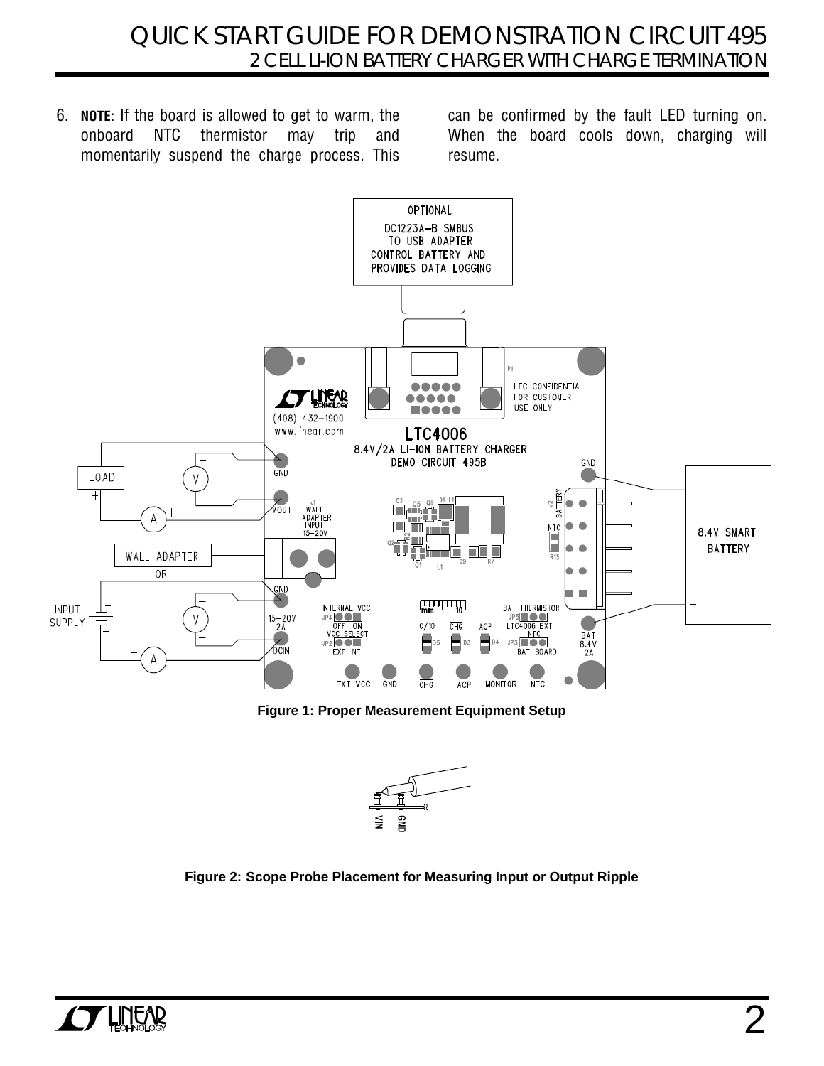6. **NOTE:** If the board is allowed to get to warm, the onboard NTC thermistor may trip and momentarily suspend the charge process. This can be confirmed by the fault LED turning on. When the board cools down, charging will resume.

**Figure 1: Proper Measurement Equipment Setup**

**Figure 2: Scope Probe Placement for Measuring Input or Output Ripple**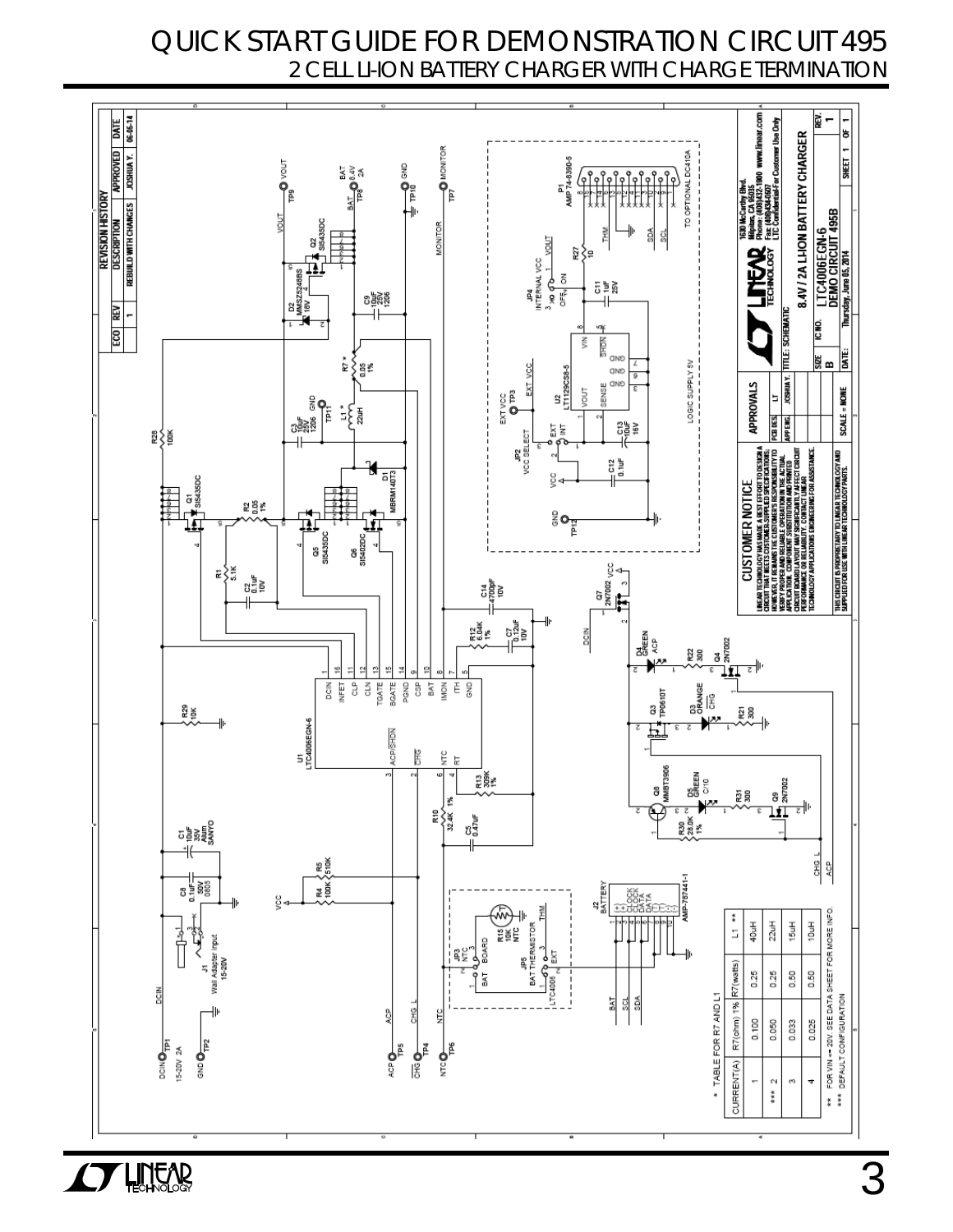# QUICK START GUIDE FOR DEMONSTRATION CIRCUIT 495

## 2 CELL LI-ION BATTERY CHARGER WITH CHARGE TERMINATION

\* TABLE FOR R7 AND L1

| CURRENT(A) | R7(ohm) 1% | R7(watts) | L1 ** |
|---|---|---|---|
| 1 | 0.100 | 0.25 | 40uH |
| *** 2 | 0.050 | 0.25 | 22uH |
| 3 | 0.033 | 0.50 | 15uH |
| 4 | 0.025 | 0.50 | 10uH |

** FOR VIN <= 20V. SEE DATA SHEET FOR MORE INFO.
*** DEFAULT CONFIGURATION

REVISION HISTORY

| ECO | REV | DESCRIPTION | APPROVED | DATE |
|---|---|---|---|---|
| | 1 | REBUILD WITH CHANGES | JOSHUA Y. | 06-05-14 |

**CUSTOMER NOTICE**

LINEAR TECHNOLOGY HAS MADE A BEST EFFORT TO DESIGN A CIRCUIT THAT MEETS CUSTOMER-SUPPLIED SPECIFICATIONS; HOWEVER, IT REMAINS THE CUSTOMER'S RESPONSIBILITY TO VERIFY PROPER AND RELIABLE OPERATION IN THE ACTUAL APPLICATION. COMPONENT SUBSTITUTION AND PRINTED CIRCUIT BOARD LAYOUT MAY SIGNIFICANTLY AFFECT CIRCUIT PERFORMANCE OR RELIABILITY. CONTACT LINEAR TECHNOLOGY APPLICATIONS ENGINEERING FOR ASSISTANCE.

THIS CIRCUIT IS PROPRIETARY TO LINEAR TECHNOLOGY AND SUPPLIED FOR USE WITH LINEAR TECHNOLOGY PARTS.

| APPROVALS | |
|---|---|
| PCB DES. | LT |
| APP ENG. | JOSHUA Y. |

SCALE = NONE

1630 McCarthy Blvd.
Milpitas, CA 95035
Phone: (408)432-1900 www.linear.com
Fax: (408)434-0507
LTC Confidential-For Customer Use Only

TITLE: SCHEMATIC
8.4V / 2A LI-ION BATTERY CHARGER

SIZE: B
IC NO. LTC4006EGN-6
DEMO CIRCUIT 495B
REV. 1

DATE: Thursday, June 05, 2014
SHEET 1 OF 1